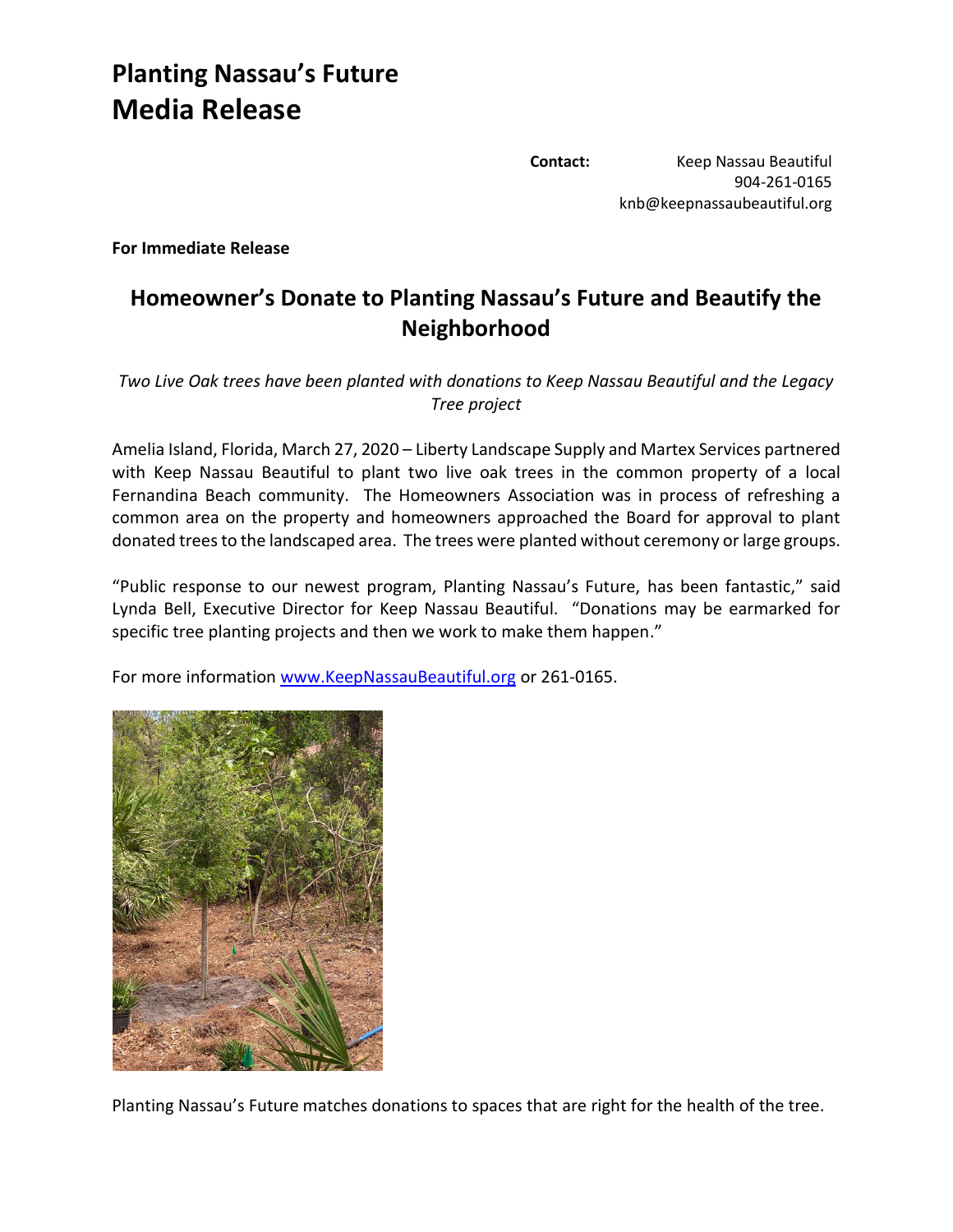# Planting Nassau's Future
# Media Release

**Contact:** Keep Nassau Beautiful
904-261-0165
knb@keepnassaubeautiful.org

**For Immediate Release**

## Homeowner's Donate to Planting Nassau's Future and Beautify the Neighborhood

*Two Live Oak trees have been planted with donations to Keep Nassau Beautiful and the Legacy Tree project*

Amelia Island, Florida, March 27, 2020 – Liberty Landscape Supply and Martex Services partnered with Keep Nassau Beautiful to plant two live oak trees in the common property of a local Fernandina Beach community. The Homeowners Association was in process of refreshing a common area on the property and homeowners approached the Board for approval to plant donated trees to the landscaped area. The trees were planted without ceremony or large groups.

"Public response to our newest program, Planting Nassau's Future, has been fantastic," said Lynda Bell, Executive Director for Keep Nassau Beautiful. "Donations may be earmarked for specific tree planting projects and then we work to make them happen."

For more information [www.KeepNassauBeautiful.org](http://www.KeepNassauBeautiful.org) or 261-0165.

Planting Nassau's Future matches donations to spaces that are right for the health of the tree.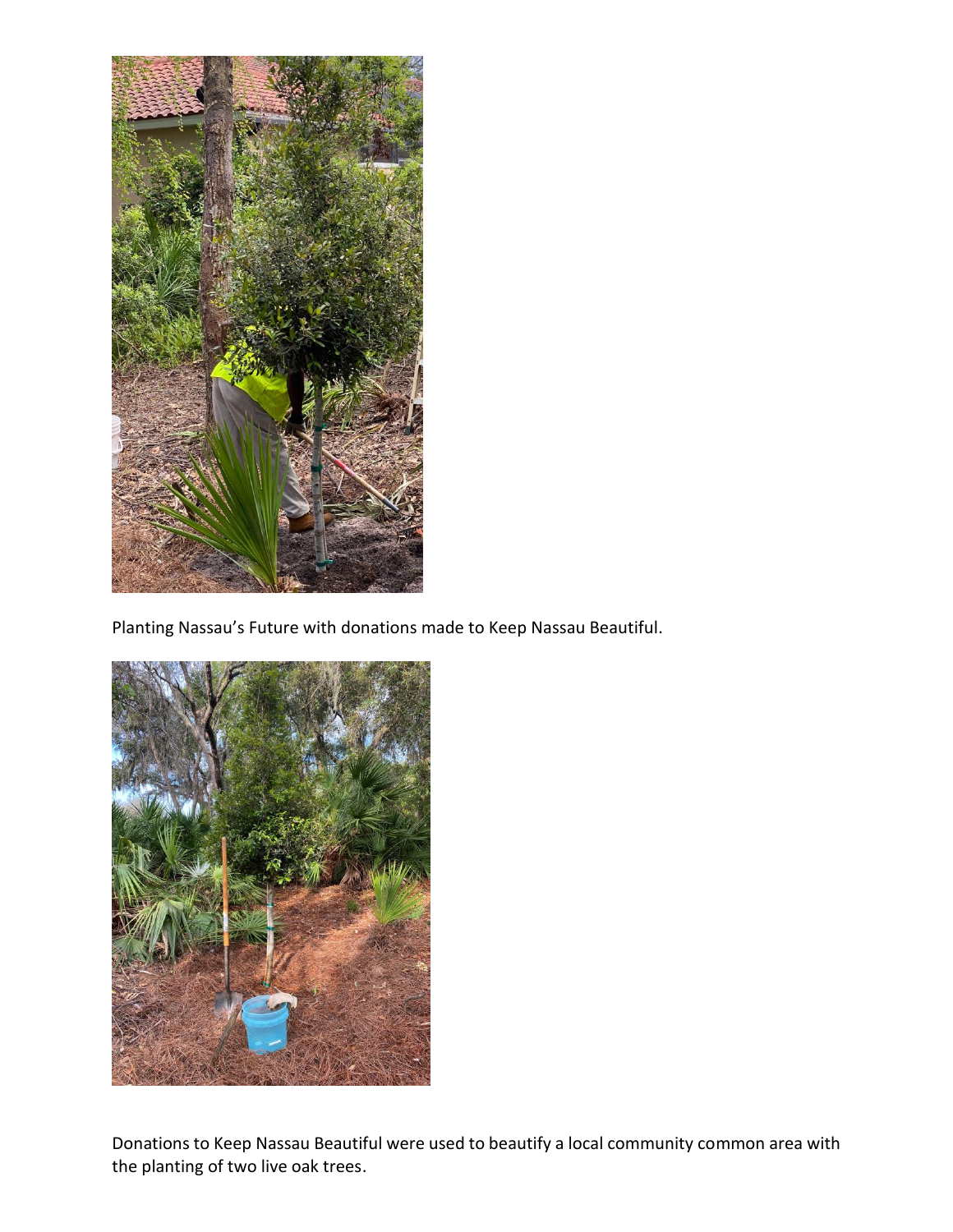Planting Nassau's Future with donations made to Keep Nassau Beautiful.

Donations to Keep Nassau Beautiful were used to beautify a local community common area with the planting of two live oak trees.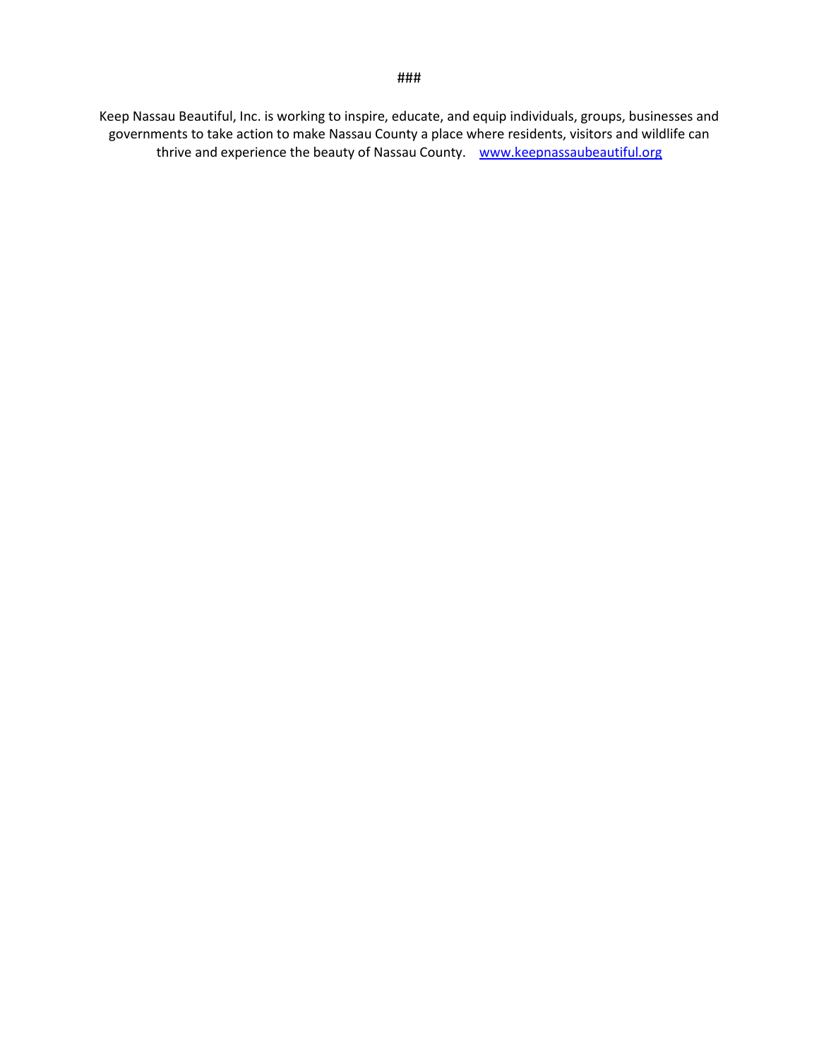###

Keep Nassau Beautiful, Inc. is working to inspire, educate, and equip individuals, groups, businesses and governments to take action to make Nassau County a place where residents, visitors and wildlife can thrive and experience the beauty of Nassau County. [www.keepnassaubeautiful.org](http://www.keepnassaubeautiful.org)